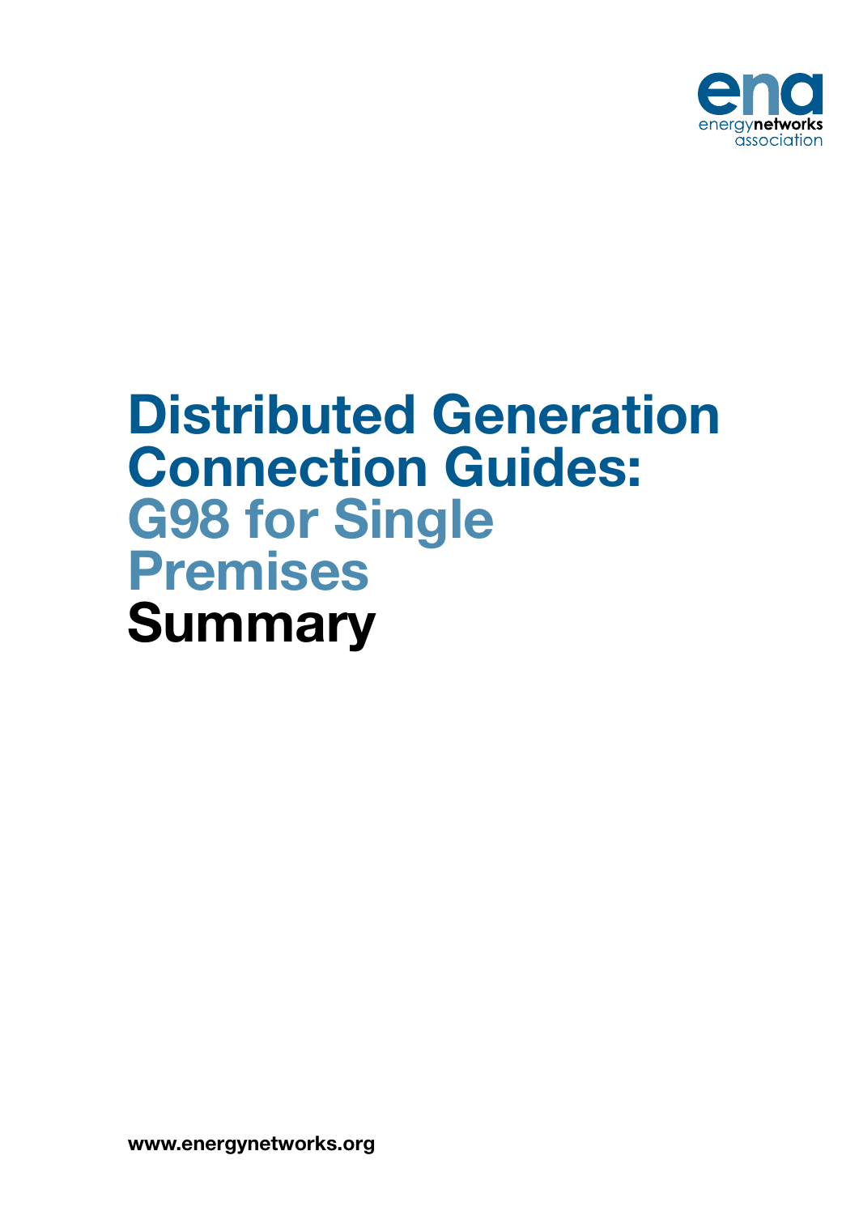energynetworks association

# Distributed Generation Connection Guides: G98 for Single Premises Summary

www.energynetworks.org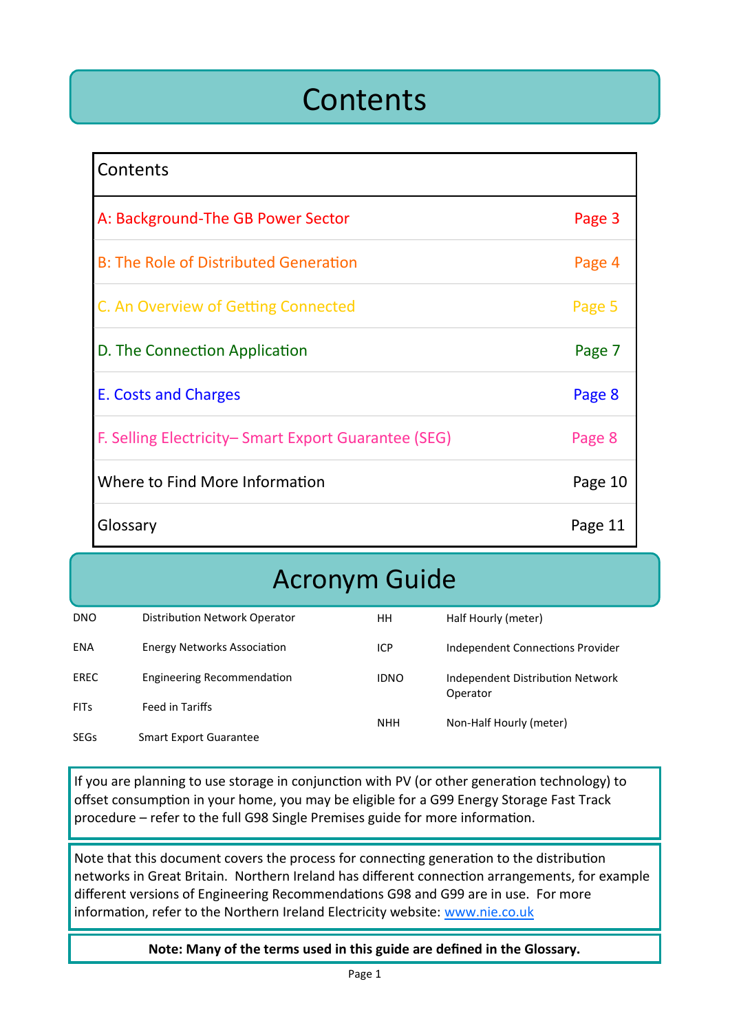# Contents

| Contents | |
|---|---|
| A: Background-The GB Power Sector | Page 3 |
| B: The Role of Distributed Generation | Page 4 |
| C. An Overview of Getting Connected | Page 5 |
| D. The Connection Application | Page 7 |
| E. Costs and Charges | Page 8 |
| F. Selling Electricity– Smart Export Guarantee (SEG) | Page 8 |
| Where to Find More Information | Page 10 |
| Glossary | Page 11 |

# Acronym Guide

| Acronym | Meaning |
|---|---|
| DNO | Distribution Network Operator |
| ENA | Energy Networks Association |
| EREC | Engineering Recommendation |
| FITs | Feed in Tariffs |
| SEGs | Smart Export Guarantee |
| HH | Half Hourly (meter) |
| ICP | Independent Connections Provider |
| IDNO | Independent Distribution Network Operator |
| NHH | Non-Half Hourly (meter) |

If you are planning to use storage in conjunction with PV (or other generation technology) to offset consumption in your home, you may be eligible for a G99 Energy Storage Fast Track procedure – refer to the full G98 Single Premises guide for more information.

Note that this document covers the process for connecting generation to the distribution networks in Great Britain. Northern Ireland has different connection arrangements, for example different versions of Engineering Recommendations G98 and G99 are in use. For more information, refer to the Northern Ireland Electricity website: [www.nie.co.uk](http://www.nie.co.uk)

**Note: Many of the terms used in this guide are defined in the Glossary.**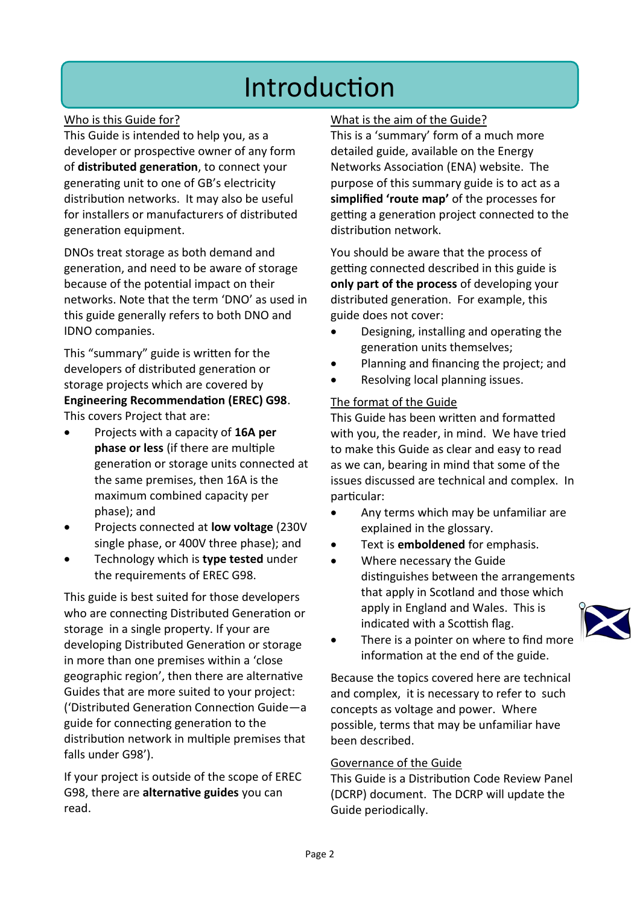# Introduction

Who is this Guide for?

This Guide is intended to help you, as a developer or prospective owner of any form of **distributed generation**, to connect your generating unit to one of GB's electricity distribution networks. It may also be useful for installers or manufacturers of distributed generation equipment.

DNOs treat storage as both demand and generation, and need to be aware of storage because of the potential impact on their networks. Note that the term 'DNO' as used in this guide generally refers to both DNO and IDNO companies.

This "summary" guide is written for the developers of distributed generation or storage projects which are covered by **Engineering Recommendation (EREC) G98**. This covers Project that are:

- Projects with a capacity of **16A per phase or less** (if there are multiple generation or storage units connected at the same premises, then 16A is the maximum combined capacity per phase); and
- Projects connected at **low voltage** (230V single phase, or 400V three phase); and
- Technology which is **type tested** under the requirements of EREC G98.

This guide is best suited for those developers who are connecting Distributed Generation or storage in a single property. If your are developing Distributed Generation or storage in more than one premises within a 'close geographic region', then there are alternative Guides that are more suited to your project: ('Distributed Generation Connection Guide—a guide for connecting generation to the distribution network in multiple premises that falls under G98').

If your project is outside of the scope of EREC G98, there are **alternative guides** you can read.

What is the aim of the Guide?

This is a 'summary' form of a much more detailed guide, available on the Energy Networks Association (ENA) website. The purpose of this summary guide is to act as a **simplified 'route map'** of the processes for getting a generation project connected to the distribution network.

You should be aware that the process of getting connected described in this guide is **only part of the process** of developing your distributed generation. For example, this guide does not cover:

- Designing, installing and operating the generation units themselves;
- Planning and financing the project; and
- Resolving local planning issues.

The format of the Guide

This Guide has been written and formatted with you, the reader, in mind. We have tried to make this Guide as clear and easy to read as we can, bearing in mind that some of the issues discussed are technical and complex. In particular:

- Any terms which may be unfamiliar are explained in the glossary.
- Text is **emboldened** for emphasis.
- Where necessary the Guide distinguishes between the arrangements that apply in Scotland and those which apply in England and Wales. This is indicated with a Scottish flag.
- There is a pointer on where to find more information at the end of the guide.

Because the topics covered here are technical and complex, it is necessary to refer to such concepts as voltage and power. Where possible, terms that may be unfamiliar have been described.

Governance of the Guide

This Guide is a Distribution Code Review Panel (DCRP) document. The DCRP will update the Guide periodically.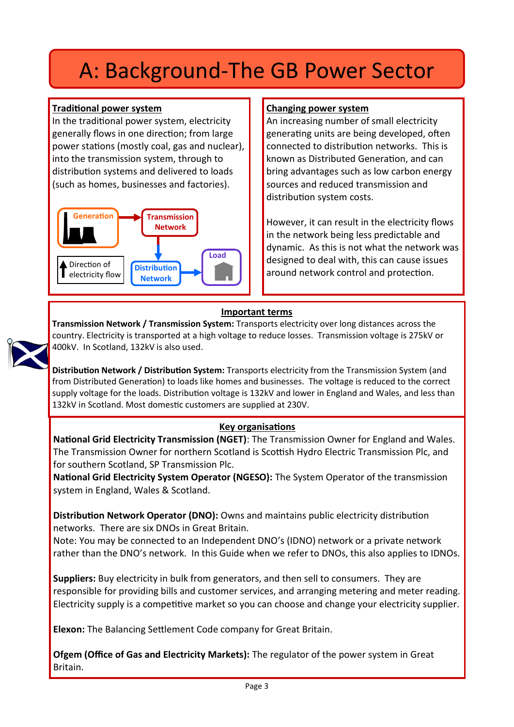# A: Background-The GB Power Sector

**Traditional power system**

In the traditional power system, electricity generally flows in one direction; from large power stations (mostly coal, gas and nuclear), into the transmission system, through to distribution systems and delivered to loads (such as homes, businesses and factories).

Generation → Transmission Network → Distribution Network → Load

Direction of electricity flow

**Changing power system**

An increasing number of small electricity generating units are being developed, often connected to distribution networks. This is known as Distributed Generation, and can bring advantages such as low carbon energy sources and reduced transmission and distribution system costs.

However, it can result in the electricity flows in the network being less predictable and dynamic. As this is not what the network was designed to deal with, this can cause issues around network control and protection.

**Important terms**

**Transmission Network / Transmission System:** Transports electricity over long distances across the country. Electricity is transported at a high voltage to reduce losses. Transmission voltage is 275kV or 400kV. In Scotland, 132kV is also used.

**Distribution Network / Distribution System:** Transports electricity from the Transmission System (and from Distributed Generation) to loads like homes and businesses. The voltage is reduced to the correct supply voltage for the loads. Distribution voltage is 132kV and lower in England and Wales, and less than 132kV in Scotland. Most domestic customers are supplied at 230V.

**Key organisations**

**National Grid Electricity Transmission (NGET)**: The Transmission Owner for England and Wales. The Transmission Owner for northern Scotland is Scottish Hydro Electric Transmission Plc, and for southern Scotland, SP Transmission Plc.

**National Grid Electricity System Operator (NGESO):** The System Operator of the transmission system in England, Wales & Scotland.

**Distribution Network Operator (DNO):** Owns and maintains public electricity distribution networks. There are six DNOs in Great Britain.
Note: You may be connected to an Independent DNO's (IDNO) network or a private network rather than the DNO's network. In this Guide when we refer to DNOs, this also applies to IDNOs.

**Suppliers:** Buy electricity in bulk from generators, and then sell to consumers. They are responsible for providing bills and customer services, and arranging metering and meter reading. Electricity supply is a competitive market so you can choose and change your electricity supplier.

**Elexon:** The Balancing Settlement Code company for Great Britain.

**Ofgem (Office of Gas and Electricity Markets):** The regulator of the power system in Great Britain.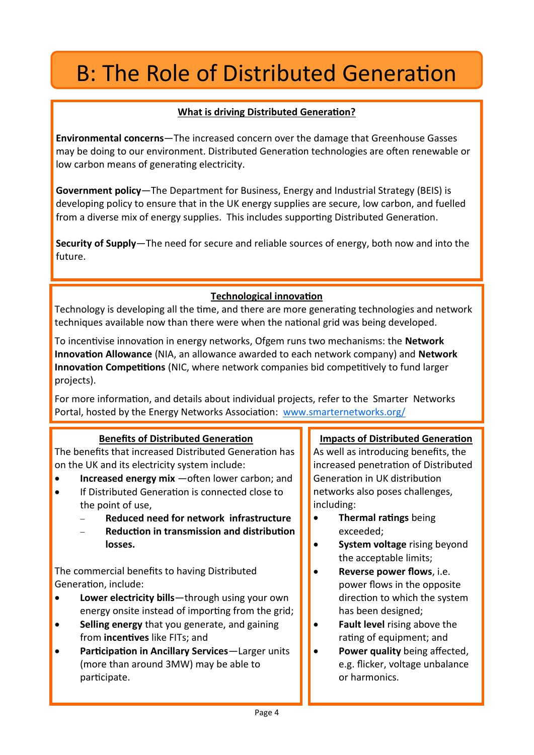# B: The Role of Distributed Generation

### What is driving Distributed Generation?

**Environmental concerns**—The increased concern over the damage that Greenhouse Gasses may be doing to our environment. Distributed Generation technologies are often renewable or low carbon means of generating electricity.

**Government policy**—The Department for Business, Energy and Industrial Strategy (BEIS) is developing policy to ensure that in the UK energy supplies are secure, low carbon, and fuelled from a diverse mix of energy supplies. This includes supporting Distributed Generation.

**Security of Supply**—The need for secure and reliable sources of energy, both now and into the future.

### Technological innovation

Technology is developing all the time, and there are more generating technologies and network techniques available now than there were when the national grid was being developed.

To incentivise innovation in energy networks, Ofgem runs two mechanisms: the **Network Innovation Allowance** (NIA, an allowance awarded to each network company) and **Network Innovation Competitions** (NIC, where network companies bid competitively to fund larger projects).

For more information, and details about individual projects, refer to the Smarter Networks Portal, hosted by the Energy Networks Association: [www.smarternetworks.org/](www.smarternetworks.org/)

### Benefits of Distributed Generation

The benefits that increased Distributed Generation has on the UK and its electricity system include:

- **Increased energy mix** —often lower carbon; and
- If Distributed Generation is connected close to the point of use,
  - **Reduced need for network infrastructure**
  - **Reduction in transmission and distribution losses.**

The commercial benefits to having Distributed Generation, include:

- **Lower electricity bills**—through using your own energy onsite instead of importing from the grid;
- **Selling energy** that you generate, and gaining from **incentives** like FITs; and
- **Participation in Ancillary Services**—Larger units (more than around 3MW) may be able to participate.

### Impacts of Distributed Generation

As well as introducing benefits, the increased penetration of Distributed Generation in UK distribution networks also poses challenges, including:

- **Thermal ratings** being exceeded;
- **System voltage** rising beyond the acceptable limits;
- **Reverse power flows**, i.e. power flows in the opposite direction to which the system has been designed;
- **Fault level** rising above the rating of equipment; and
- **Power quality** being affected, e.g. flicker, voltage unbalance or harmonics.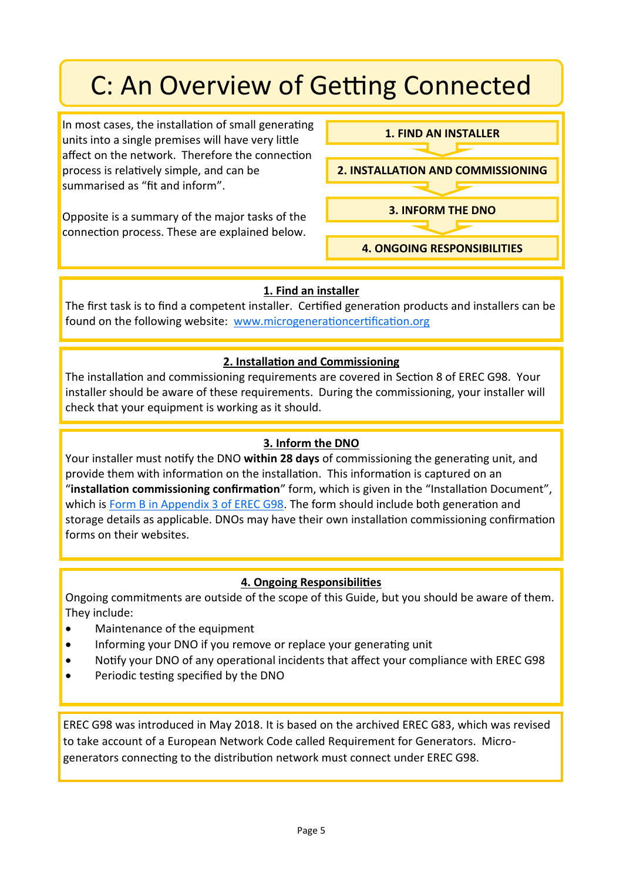# C: An Overview of Getting Connected

In most cases, the installation of small generating units into a single premises will have very little affect on the network. Therefore the connection process is relatively simple, and can be summarised as "fit and inform".

Opposite is a summary of the major tasks of the connection process. These are explained below.

**1. FIND AN INSTALLER**

**2. INSTALLATION AND COMMISSIONING**

**3. INFORM THE DNO**

**4. ONGOING RESPONSIBILITIES**

## 1. Find an installer

The first task is to find a competent installer. Certified generation products and installers can be found on the following website: [www.microgenerationcertification.org](www.microgenerationcertification.org)

## 2. Installation and Commissioning

The installation and commissioning requirements are covered in Section 8 of EREC G98. Your installer should be aware of these requirements. During the commissioning, your installer will check that your equipment is working as it should.

## 3. Inform the DNO

Your installer must notify the DNO **within 28 days** of commissioning the generating unit, and provide them with information on the installation. This information is captured on an "**installation commissioning confirmation**" form, which is given in the "Installation Document", which is Form B in Appendix 3 of EREC G98. The form should include both generation and storage details as applicable. DNOs may have their own installation commissioning confirmation forms on their websites.

## 4. Ongoing Responsibilities

Ongoing commitments are outside of the scope of this Guide, but you should be aware of them. They include:

- Maintenance of the equipment
- Informing your DNO if you remove or replace your generating unit
- Notify your DNO of any operational incidents that affect your compliance with EREC G98
- Periodic testing specified by the DNO

EREC G98 was introduced in May 2018. It is based on the archived EREC G83, which was revised to take account of a European Network Code called Requirement for Generators. Micro-generators connecting to the distribution network must connect under EREC G98.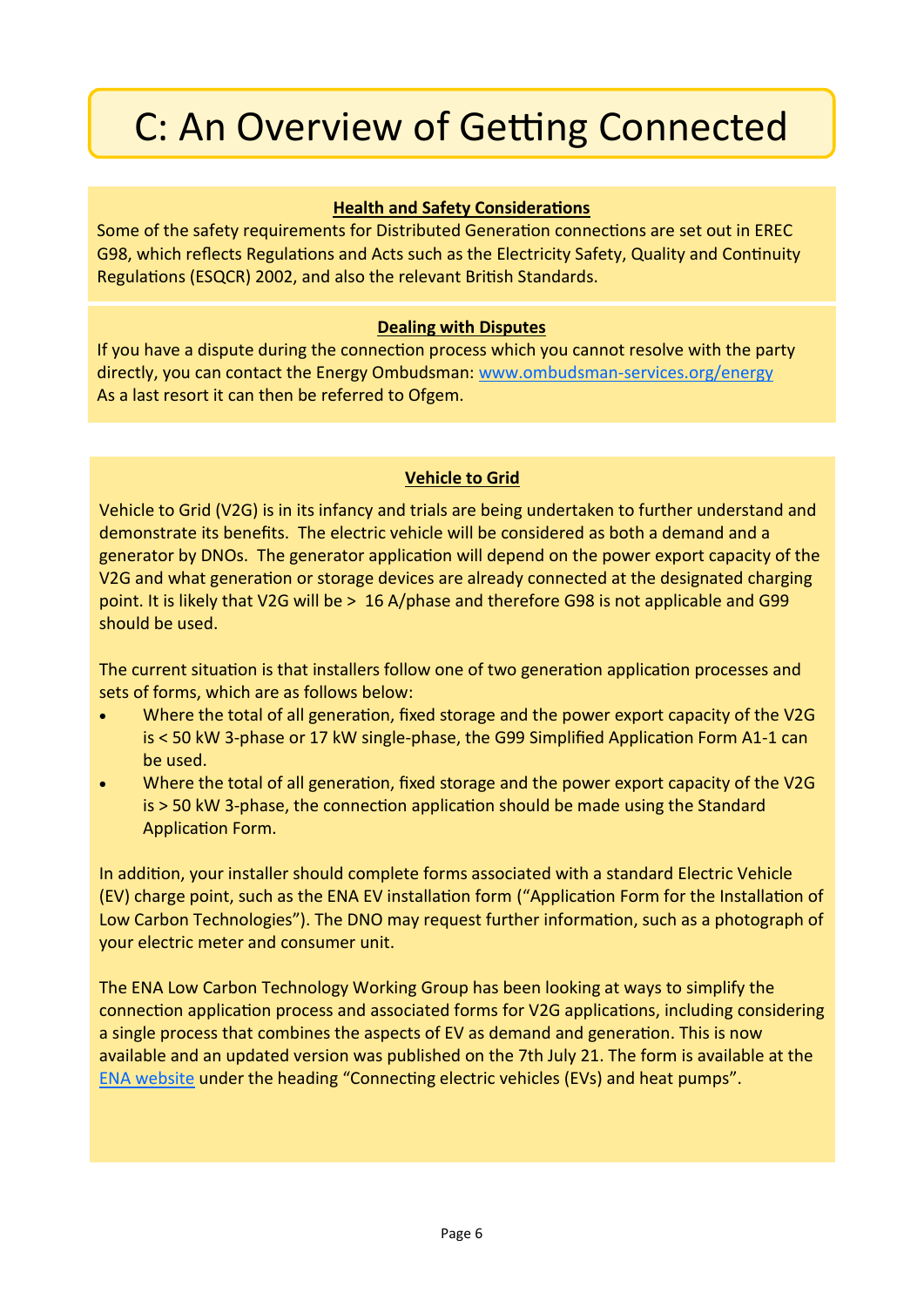# C: An Overview of Getting Connected

**Health and Safety Considerations**

Some of the safety requirements for Distributed Generation connections are set out in EREC G98, which reflects Regulations and Acts such as the Electricity Safety, Quality and Continuity Regulations (ESQCR) 2002, and also the relevant British Standards.

**Dealing with Disputes**

If you have a dispute during the connection process which you cannot resolve with the party directly, you can contact the Energy Ombudsman: [www.ombudsman-services.org/energy](www.ombudsman-services.org/energy)
As a last resort it can then be referred to Ofgem.

**Vehicle to Grid**

Vehicle to Grid (V2G) is in its infancy and trials are being undertaken to further understand and demonstrate its benefits. The electric vehicle will be considered as both a demand and a generator by DNOs. The generator application will depend on the power export capacity of the V2G and what generation or storage devices are already connected at the designated charging point. It is likely that V2G will be > 16 A/phase and therefore G98 is not applicable and G99 should be used.

The current situation is that installers follow one of two generation application processes and sets of forms, which are as follows below:

- Where the total of all generation, fixed storage and the power export capacity of the V2G is < 50 kW 3-phase or 17 kW single-phase, the G99 Simplified Application Form A1-1 can be used.
- Where the total of all generation, fixed storage and the power export capacity of the V2G is > 50 kW 3-phase, the connection application should be made using the Standard Application Form.

In addition, your installer should complete forms associated with a standard Electric Vehicle (EV) charge point, such as the ENA EV installation form ("Application Form for the Installation of Low Carbon Technologies"). The DNO may request further information, such as a photograph of your electric meter and consumer unit.

The ENA Low Carbon Technology Working Group has been looking at ways to simplify the connection application process and associated forms for V2G applications, including considering a single process that combines the aspects of EV as demand and generation. This is now available and an updated version was published on the 7th July 21. The form is available at the ENA website under the heading "Connecting electric vehicles (EVs) and heat pumps".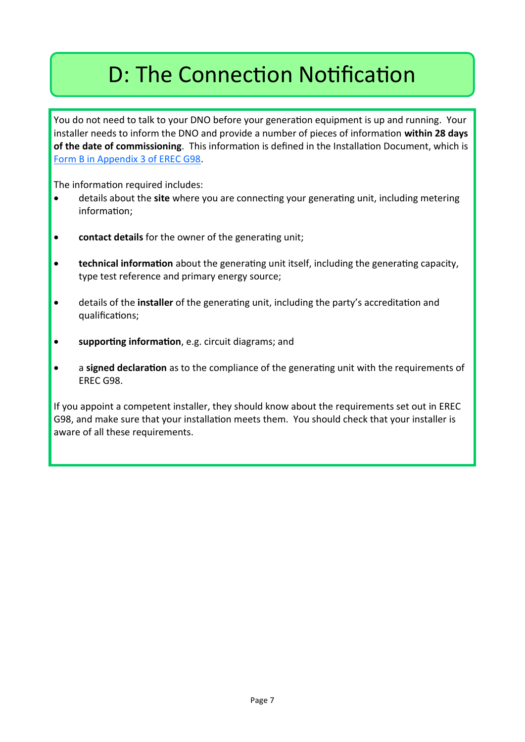# D: The Connection Notification

You do not need to talk to your DNO before your generation equipment is up and running. Your installer needs to inform the DNO and provide a number of pieces of information **within 28 days of the date of commissioning**. This information is defined in the Installation Document, which is [Form B in Appendix 3 of EREC G98](#).

The information required includes:

- details about the **site** where you are connecting your generating unit, including metering information;
- **contact details** for the owner of the generating unit;
- **technical information** about the generating unit itself, including the generating capacity, type test reference and primary energy source;
- details of the **installer** of the generating unit, including the party's accreditation and qualifications;
- **supporting information**, e.g. circuit diagrams; and
- a **signed declaration** as to the compliance of the generating unit with the requirements of EREC G98.

If you appoint a competent installer, they should know about the requirements set out in EREC G98, and make sure that your installation meets them. You should check that your installer is aware of all these requirements.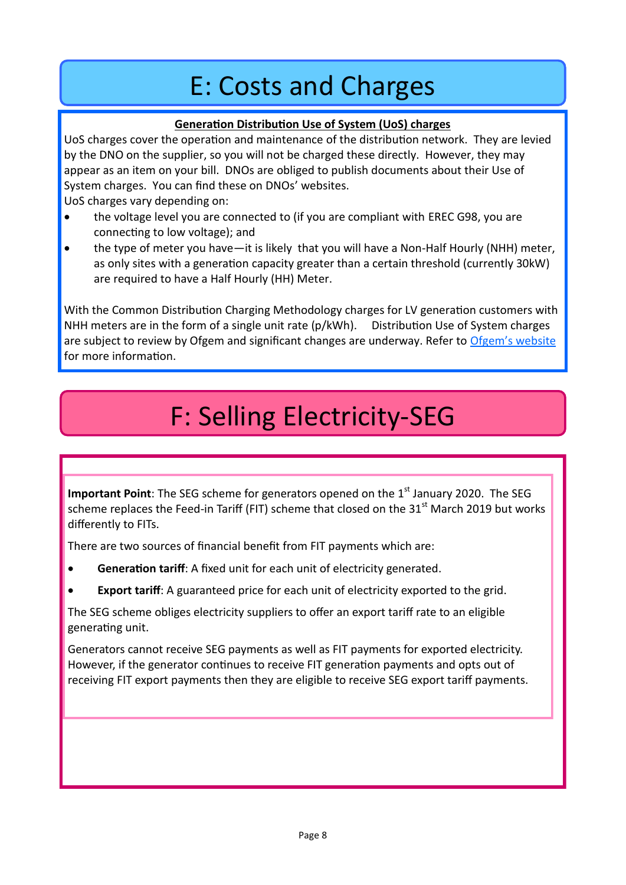# E: Costs and Charges

**Generation Distribution Use of System (UoS) charges**

UoS charges cover the operation and maintenance of the distribution network. They are levied by the DNO on the supplier, so you will not be charged these directly. However, they may appear as an item on your bill. DNOs are obliged to publish documents about their Use of System charges. You can find these on DNOs' websites.

UoS charges vary depending on:

- the voltage level you are connected to (if you are compliant with EREC G98, you are connecting to low voltage); and
- the type of meter you have—it is likely that you will have a Non-Half Hourly (NHH) meter, as only sites with a generation capacity greater than a certain threshold (currently 30kW) are required to have a Half Hourly (HH) Meter.

With the Common Distribution Charging Methodology charges for LV generation customers with NHH meters are in the form of a single unit rate (p/kWh). Distribution Use of System charges are subject to review by Ofgem and significant changes are underway. Refer to [Ofgem's website] for more information.

# F: Selling Electricity-SEG

**Important Point**: The SEG scheme for generators opened on the 1st January 2020. The SEG scheme replaces the Feed-in Tariff (FIT) scheme that closed on the 31st March 2019 but works differently to FITs.

There are two sources of financial benefit from FIT payments which are:

- **Generation tariff**: A fixed unit for each unit of electricity generated.
- **Export tariff**: A guaranteed price for each unit of electricity exported to the grid.

The SEG scheme obliges electricity suppliers to offer an export tariff rate to an eligible generating unit.

Generators cannot receive SEG payments as well as FIT payments for exported electricity. However, if the generator continues to receive FIT generation payments and opts out of receiving FIT export payments then they are eligible to receive SEG export tariff payments.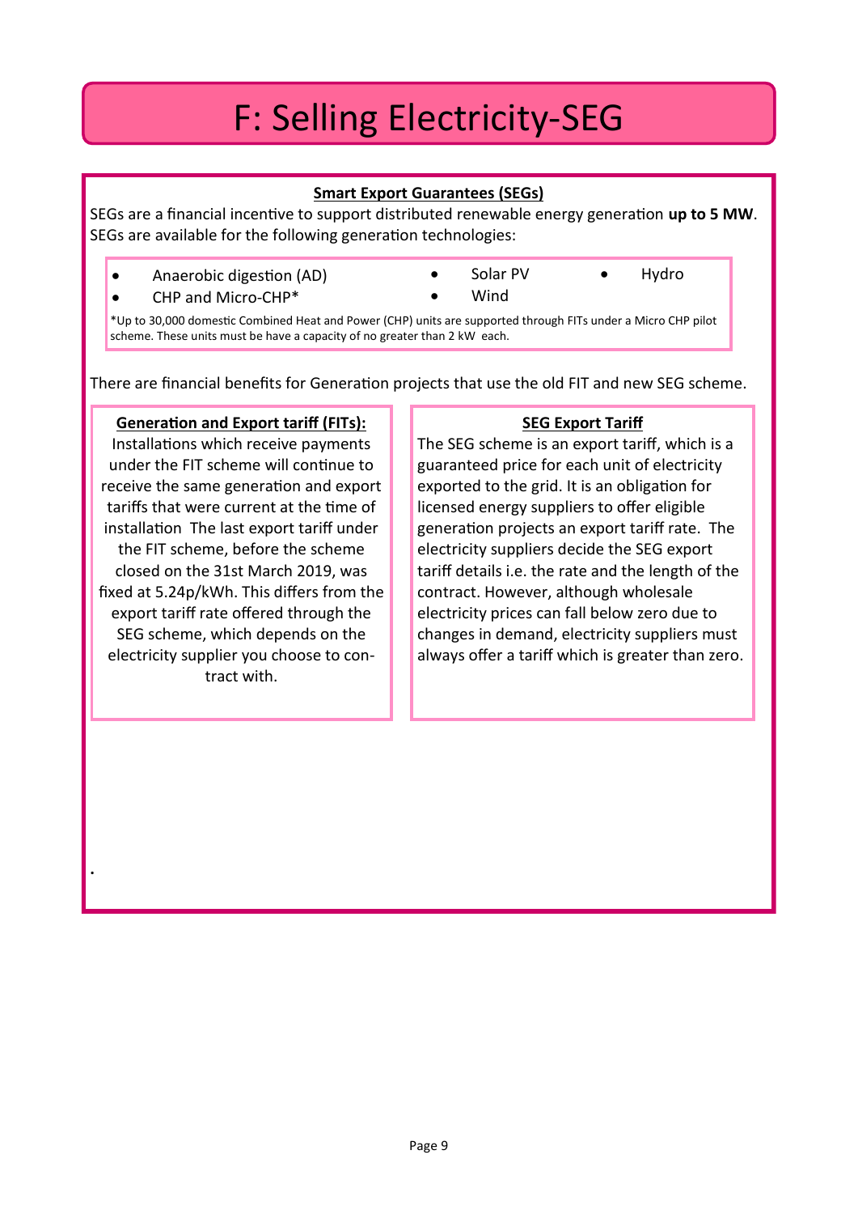# F: Selling Electricity-SEG

### Smart Export Guarantees (SEGs)

SEGs are a financial incentive to support distributed renewable energy generation **up to 5 MW**. SEGs are available for the following generation technologies:

- Anaerobic digestion (AD)
- CHP and Micro-CHP*
- Solar PV
- Wind
- Hydro

*Up to 30,000 domestic Combined Heat and Power (CHP) units are supported through FITs under a Micro CHP pilot scheme. These units must be have a capacity of no greater than 2 kW each.

There are financial benefits for Generation projects that use the old FIT and new SEG scheme.

### Generation and Export tariff (FITs):

Installations which receive payments under the FIT scheme will continue to receive the same generation and export tariffs that were current at the time of installation The last export tariff under the FIT scheme, before the scheme closed on the 31st March 2019, was fixed at 5.24p/kWh. This differs from the export tariff rate offered through the SEG scheme, which depends on the electricity supplier you choose to contract with.

### SEG Export Tariff

The SEG scheme is an export tariff, which is a guaranteed price for each unit of electricity exported to the grid. It is an obligation for licensed energy suppliers to offer eligible generation projects an export tariff rate. The electricity suppliers decide the SEG export tariff details i.e. the rate and the length of the contract. However, although wholesale electricity prices can fall below zero due to changes in demand, electricity suppliers must always offer a tariff which is greater than zero.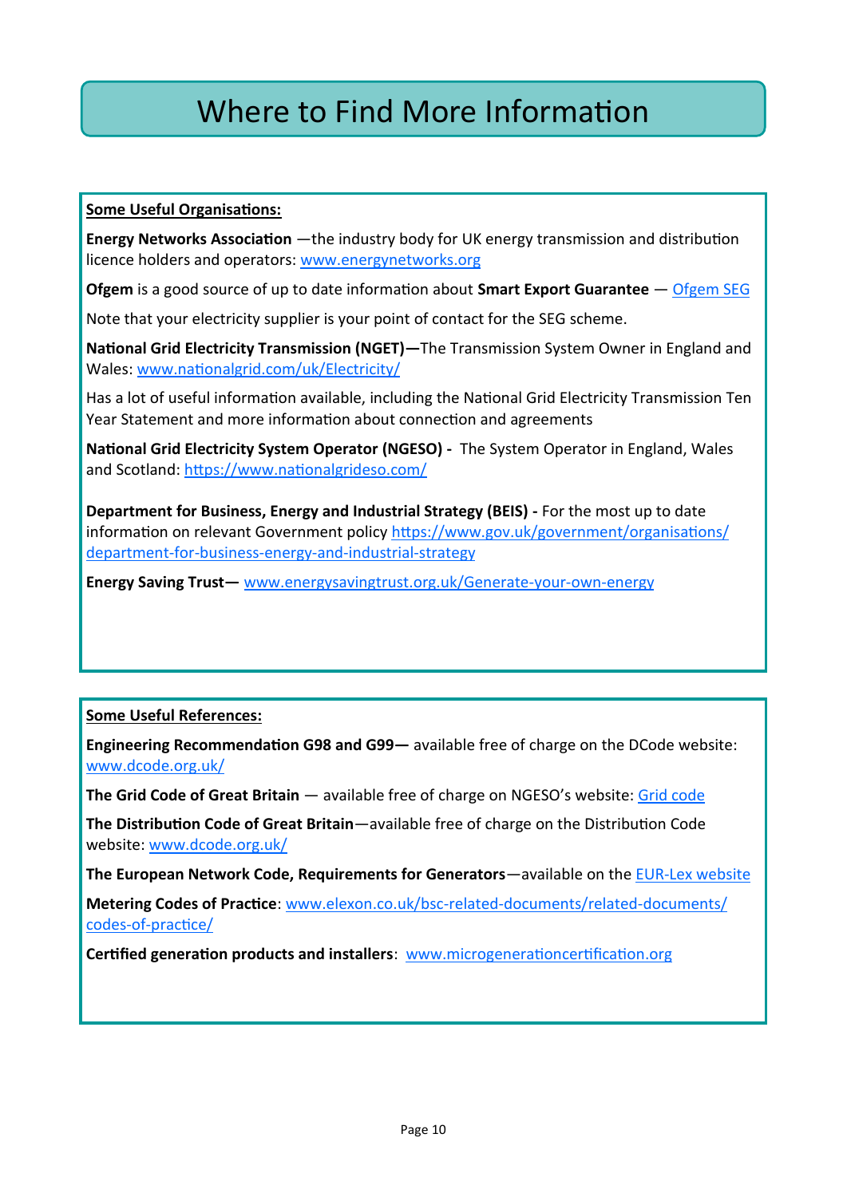# Where to Find More Information

**Some Useful Organisations:**

**Energy Networks Association** —the industry body for UK energy transmission and distribution licence holders and operators: www.energynetworks.org

**Ofgem** is a good source of up to date information about **Smart Export Guarantee** — Ofgem SEG

Note that your electricity supplier is your point of contact for the SEG scheme.

**National Grid Electricity Transmission (NGET)—**The Transmission System Owner in England and Wales: www.nationalgrid.com/uk/Electricity/

Has a lot of useful information available, including the National Grid Electricity Transmission Ten Year Statement and more information about connection and agreements

**National Grid Electricity System Operator (NGESO) -** The System Operator in England, Wales and Scotland: https://www.nationalgrideso.com/

**Department for Business, Energy and Industrial Strategy (BEIS) -** For the most up to date information on relevant Government policy https://www.gov.uk/government/organisations/department-for-business-energy-and-industrial-strategy

**Energy Saving Trust—** www.energysavingtrust.org.uk/Generate-your-own-energy

**Some Useful References:**

**Engineering Recommendation G98 and G99—** available free of charge on the DCode website: www.dcode.org.uk/

**The Grid Code of Great Britain** — available free of charge on NGESO's website: Grid code

**The Distribution Code of Great Britain**—available free of charge on the Distribution Code website: www.dcode.org.uk/

**The European Network Code, Requirements for Generators**—available on the EUR-Lex website

**Metering Codes of Practice**: www.elexon.co.uk/bsc-related-documents/related-documents/codes-of-practice/

**Certified generation products and installers**: www.microgenerationcertification.org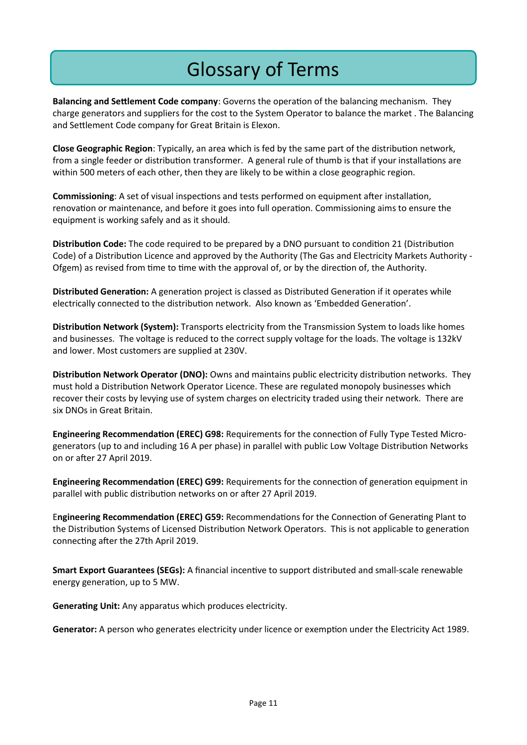# Glossary of Terms

**Balancing and Settlement Code company**: Governs the operation of the balancing mechanism. They charge generators and suppliers for the cost to the System Operator to balance the market . The Balancing and Settlement Code company for Great Britain is Elexon.

**Close Geographic Region**: Typically, an area which is fed by the same part of the distribution network, from a single feeder or distribution transformer. A general rule of thumb is that if your installations are within 500 meters of each other, then they are likely to be within a close geographic region.

**Commissioning**: A set of visual inspections and tests performed on equipment after installation, renovation or maintenance, and before it goes into full operation. Commissioning aims to ensure the equipment is working safely and as it should.

**Distribution Code:** The code required to be prepared by a DNO pursuant to condition 21 (Distribution Code) of a Distribution Licence and approved by the Authority (The Gas and Electricity Markets Authority - Ofgem) as revised from time to time with the approval of, or by the direction of, the Authority.

**Distributed Generation:** A generation project is classed as Distributed Generation if it operates while electrically connected to the distribution network. Also known as 'Embedded Generation'.

**Distribution Network (System):** Transports electricity from the Transmission System to loads like homes and businesses. The voltage is reduced to the correct supply voltage for the loads. The voltage is 132kV and lower. Most customers are supplied at 230V.

**Distribution Network Operator (DNO):** Owns and maintains public electricity distribution networks. They must hold a Distribution Network Operator Licence. These are regulated monopoly businesses which recover their costs by levying use of system charges on electricity traded using their network. There are six DNOs in Great Britain.

**Engineering Recommendation (EREC) G98:** Requirements for the connection of Fully Type Tested Micro-generators (up to and including 16 A per phase) in parallel with public Low Voltage Distribution Networks on or after 27 April 2019.

**Engineering Recommendation (EREC) G99:** Requirements for the connection of generation equipment in parallel with public distribution networks on or after 27 April 2019.

E**ngineering Recommendation (EREC) G59:** Recommendations for the Connection of Generating Plant to the Distribution Systems of Licensed Distribution Network Operators. This is not applicable to generation connecting after the 27th April 2019.

**Smart Export Guarantees (SEGs):** A financial incentive to support distributed and small-scale renewable energy generation, up to 5 MW.

**Generating Unit:** Any apparatus which produces electricity.

**Generator:** A person who generates electricity under licence or exemption under the Electricity Act 1989.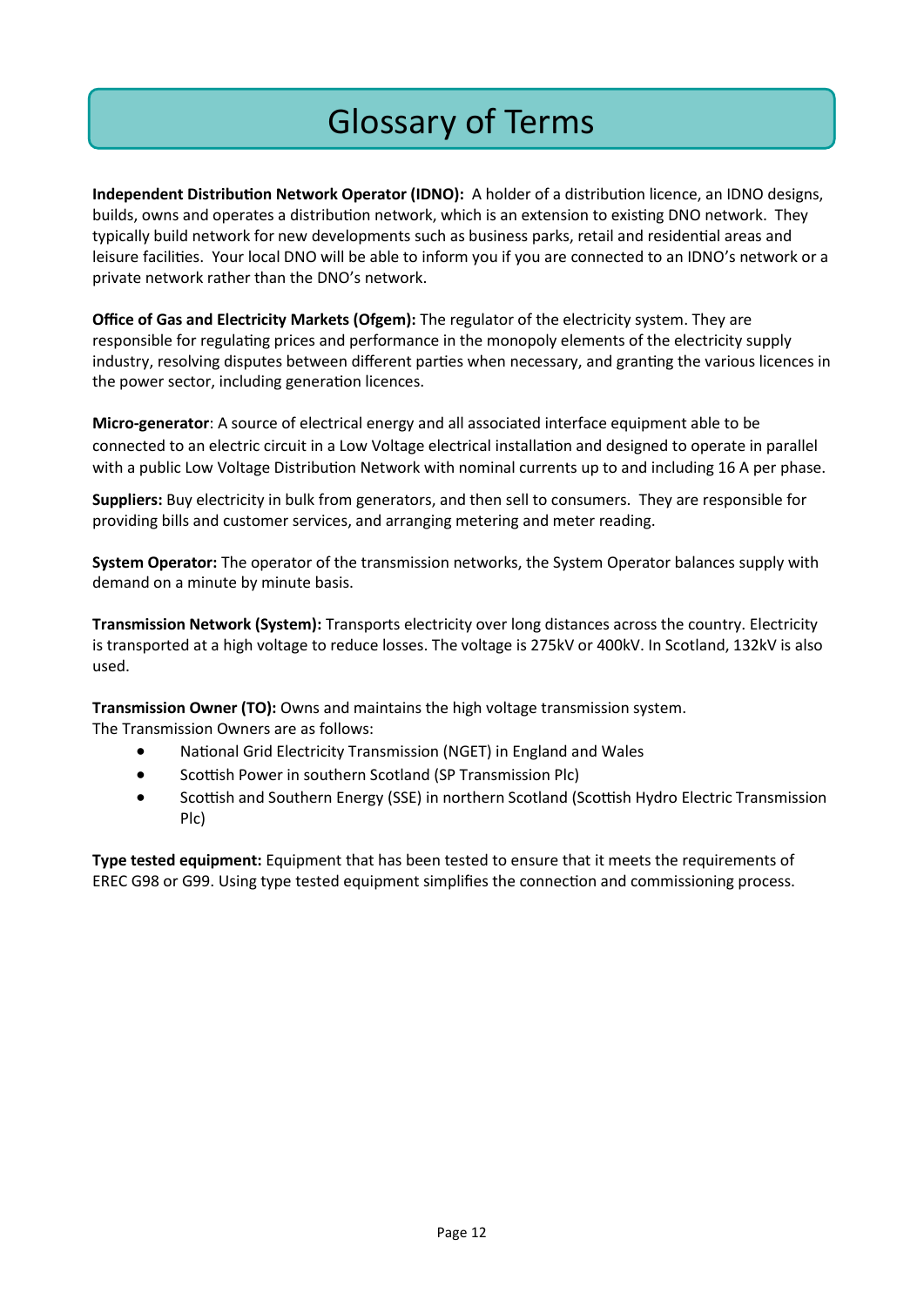# Glossary of Terms

**Independent Distribution Network Operator (IDNO):** A holder of a distribution licence, an IDNO designs, builds, owns and operates a distribution network, which is an extension to existing DNO network. They typically build network for new developments such as business parks, retail and residential areas and leisure facilities. Your local DNO will be able to inform you if you are connected to an IDNO's network or a private network rather than the DNO's network.

**Office of Gas and Electricity Markets (Ofgem):** The regulator of the electricity system. They are responsible for regulating prices and performance in the monopoly elements of the electricity supply industry, resolving disputes between different parties when necessary, and granting the various licences in the power sector, including generation licences.

**Micro-generator**: A source of electrical energy and all associated interface equipment able to be connected to an electric circuit in a Low Voltage electrical installation and designed to operate in parallel with a public Low Voltage Distribution Network with nominal currents up to and including 16 A per phase.

**Suppliers:** Buy electricity in bulk from generators, and then sell to consumers. They are responsible for providing bills and customer services, and arranging metering and meter reading.

**System Operator:** The operator of the transmission networks, the System Operator balances supply with demand on a minute by minute basis.

**Transmission Network (System):** Transports electricity over long distances across the country. Electricity is transported at a high voltage to reduce losses. The voltage is 275kV or 400kV. In Scotland, 132kV is also used.

**Transmission Owner (TO):** Owns and maintains the high voltage transmission system.
The Transmission Owners are as follows:

- National Grid Electricity Transmission (NGET) in England and Wales
- Scottish Power in southern Scotland (SP Transmission Plc)
- Scottish and Southern Energy (SSE) in northern Scotland (Scottish Hydro Electric Transmission Plc)

**Type tested equipment:** Equipment that has been tested to ensure that it meets the requirements of EREC G98 or G99. Using type tested equipment simplifies the connection and commissioning process.